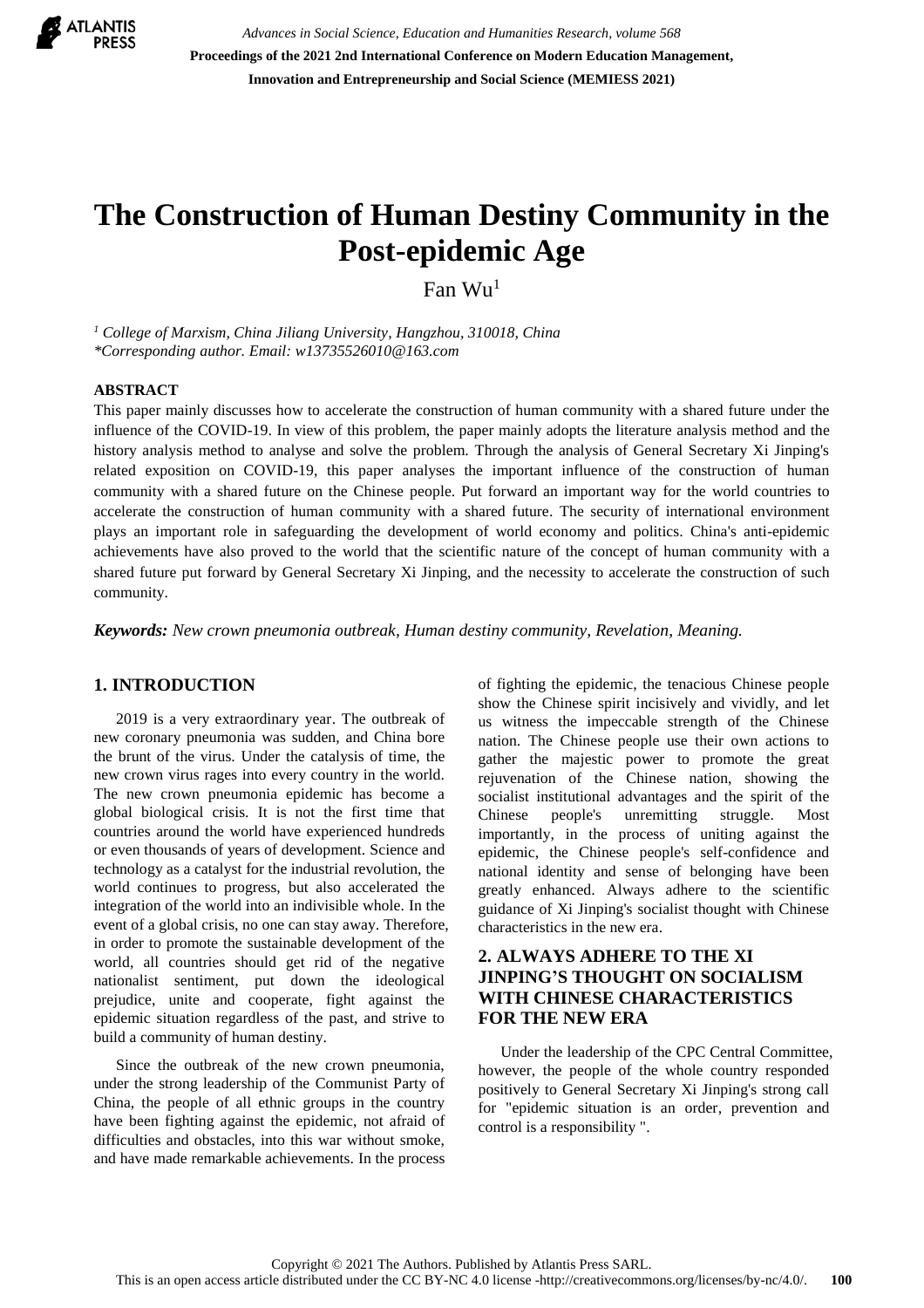# The Construction of Human Destiny Community in the Post-epidemic Age

Fan Wu[1]

[1] *College of Marxism, China Jiliang University, Hangzhou, 310018, China*
*\*Corresponding author. Email: w13735526010@163.com*

## ABSTRACT

This paper mainly discusses how to accelerate the construction of human community with a shared future under the influence of the COVID-19. In view of this problem, the paper mainly adopts the literature analysis method and the history analysis method to analyse and solve the problem. Through the analysis of General Secretary Xi Jinping's related exposition on COVID-19, this paper analyses the important influence of the construction of human community with a shared future on the Chinese people. Put forward an important way for the world countries to accelerate the construction of human community with a shared future. The security of international environment plays an important role in safeguarding the development of world economy and politics. China's anti-epidemic achievements have also proved to the world that the scientific nature of the concept of human community with a shared future put forward by General Secretary Xi Jinping, and the necessity to accelerate the construction of such community.

***Keywords:*** *New crown pneumonia outbreak, Human destiny community, Revelation, Meaning.*

## 1. INTRODUCTION

2019 is a very extraordinary year. The outbreak of new coronary pneumonia was sudden, and China bore the brunt of the virus. Under the catalysis of time, the new crown virus rages into every country in the world. The new crown pneumonia epidemic has become a global biological crisis. It is not the first time that countries around the world have experienced hundreds or even thousands of years of development. Science and technology as a catalyst for the industrial revolution, the world continues to progress, but also accelerated the integration of the world into an indivisible whole. In the event of a global crisis, no one can stay away. Therefore, in order to promote the sustainable development of the world, all countries should get rid of the negative nationalist sentiment, put down the ideological prejudice, unite and cooperate, fight against the epidemic situation regardless of the past, and strive to build a community of human destiny.

Since the outbreak of the new crown pneumonia, under the strong leadership of the Communist Party of China, the people of all ethnic groups in the country have been fighting against the epidemic, not afraid of difficulties and obstacles, into this war without smoke, and have made remarkable achievements. In the process of fighting the epidemic, the tenacious Chinese people show the Chinese spirit incisively and vividly, and let us witness the impeccable strength of the Chinese nation. The Chinese people use their own actions to gather the majestic power to promote the great rejuvenation of the Chinese nation, showing the socialist institutional advantages and the spirit of the Chinese people's unremitting struggle. Most importantly, in the process of uniting against the epidemic, the Chinese people's self-confidence and national identity and sense of belonging have been greatly enhanced. Always adhere to the scientific guidance of Xi Jinping's socialist thought with Chinese characteristics in the new era.

## 2. ALWAYS ADHERE TO THE XI JINPING'S THOUGHT ON SOCIALISM WITH CHINESE CHARACTERISTICS FOR THE NEW ERA

Under the leadership of the CPC Central Committee, however, the people of the whole country responded positively to General Secretary Xi Jinping's strong call for "epidemic situation is an order, prevention and control is a responsibility ".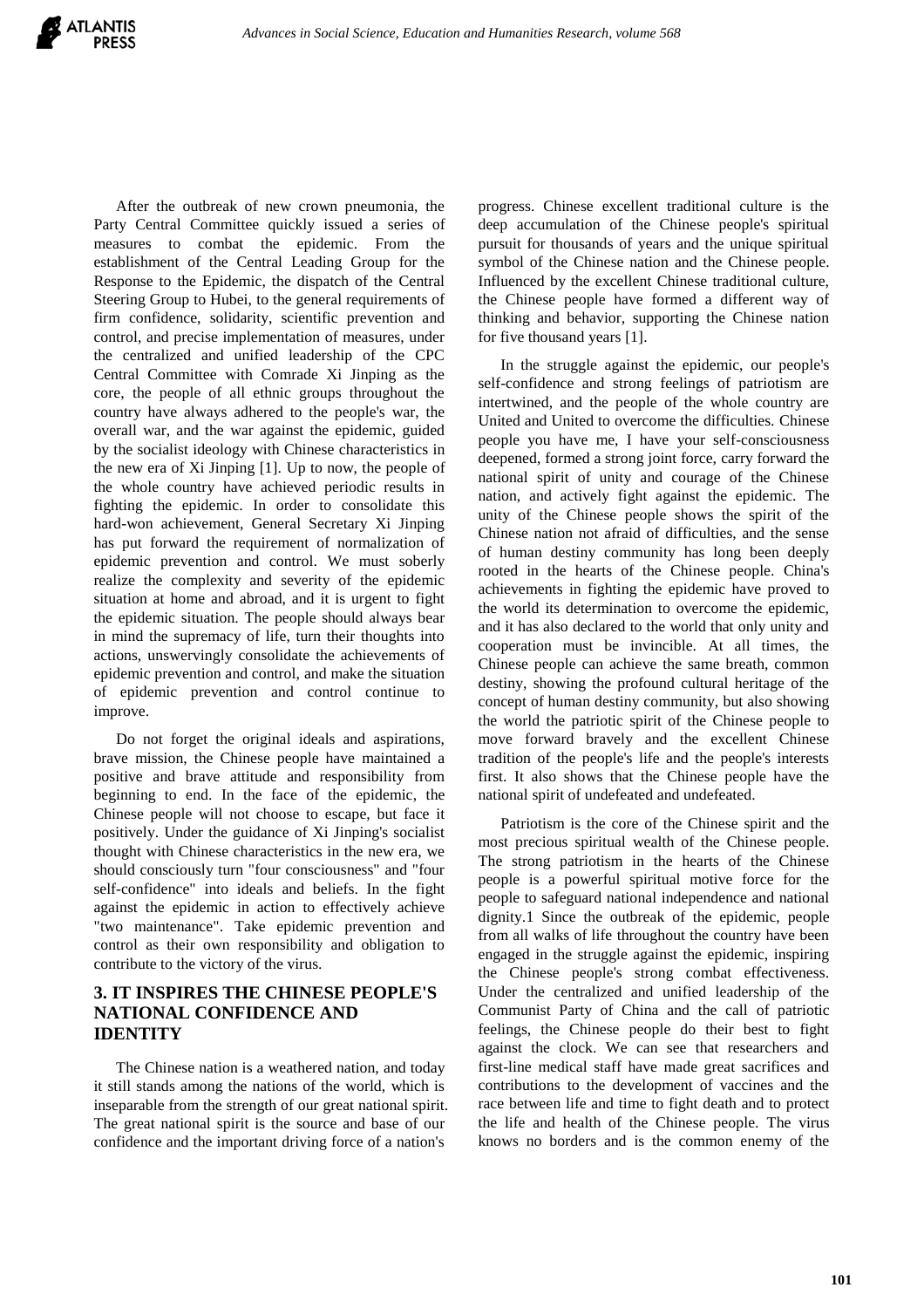After the outbreak of new crown pneumonia, the Party Central Committee quickly issued a series of measures to combat the epidemic. From the establishment of the Central Leading Group for the Response to the Epidemic, the dispatch of the Central Steering Group to Hubei, to the general requirements of firm confidence, solidarity, scientific prevention and control, and precise implementation of measures, under the centralized and unified leadership of the CPC Central Committee with Comrade Xi Jinping as the core, the people of all ethnic groups throughout the country have always adhered to the people's war, the overall war, and the war against the epidemic, guided by the socialist ideology with Chinese characteristics in the new era of Xi Jinping [1]. Up to now, the people of the whole country have achieved periodic results in fighting the epidemic. In order to consolidate this hard-won achievement, General Secretary Xi Jinping has put forward the requirement of normalization of epidemic prevention and control. We must soberly realize the complexity and severity of the epidemic situation at home and abroad, and it is urgent to fight the epidemic situation. The people should always bear in mind the supremacy of life, turn their thoughts into actions, unswervingly consolidate the achievements of epidemic prevention and control, and make the situation of epidemic prevention and control continue to improve.

Do not forget the original ideals and aspirations, brave mission, the Chinese people have maintained a positive and brave attitude and responsibility from beginning to end. In the face of the epidemic, the Chinese people will not choose to escape, but face it positively. Under the guidance of Xi Jinping's socialist thought with Chinese characteristics in the new era, we should consciously turn "four consciousness" and "four self-confidence" into ideals and beliefs. In the fight against the epidemic in action to effectively achieve "two maintenance". Take epidemic prevention and control as their own responsibility and obligation to contribute to the victory of the virus.

## 3. IT INSPIRES THE CHINESE PEOPLE'S NATIONAL CONFIDENCE AND IDENTITY

The Chinese nation is a weathered nation, and today it still stands among the nations of the world, which is inseparable from the strength of our great national spirit. The great national spirit is the source and base of our confidence and the important driving force of a nation's progress. Chinese excellent traditional culture is the deep accumulation of the Chinese people's spiritual pursuit for thousands of years and the unique spiritual symbol of the Chinese nation and the Chinese people. Influenced by the excellent Chinese traditional culture, the Chinese people have formed a different way of thinking and behavior, supporting the Chinese nation for five thousand years [1].

In the struggle against the epidemic, our people's self-confidence and strong feelings of patriotism are intertwined, and the people of the whole country are United and United to overcome the difficulties. Chinese people you have me, I have your self-consciousness deepened, formed a strong joint force, carry forward the national spirit of unity and courage of the Chinese nation, and actively fight against the epidemic. The unity of the Chinese people shows the spirit of the Chinese nation not afraid of difficulties, and the sense of human destiny community has long been deeply rooted in the hearts of the Chinese people. China's achievements in fighting the epidemic have proved to the world its determination to overcome the epidemic, and it has also declared to the world that only unity and cooperation must be invincible. At all times, the Chinese people can achieve the same breath, common destiny, showing the profound cultural heritage of the concept of human destiny community, but also showing the world the patriotic spirit of the Chinese people to move forward bravely and the excellent Chinese tradition of the people's life and the people's interests first. It also shows that the Chinese people have the national spirit of undefeated and undefeated.

Patriotism is the core of the Chinese spirit and the most precious spiritual wealth of the Chinese people. The strong patriotism in the hearts of the Chinese people is a powerful spiritual motive force for the people to safeguard national independence and national dignity.1 Since the outbreak of the epidemic, people from all walks of life throughout the country have been engaged in the struggle against the epidemic, inspiring the Chinese people's strong combat effectiveness. Under the centralized and unified leadership of the Communist Party of China and the call of patriotic feelings, the Chinese people do their best to fight against the clock. We can see that researchers and first-line medical staff have made great sacrifices and contributions to the development of vaccines and the race between life and time to fight death and to protect the life and health of the Chinese people. The virus knows no borders and is the common enemy of the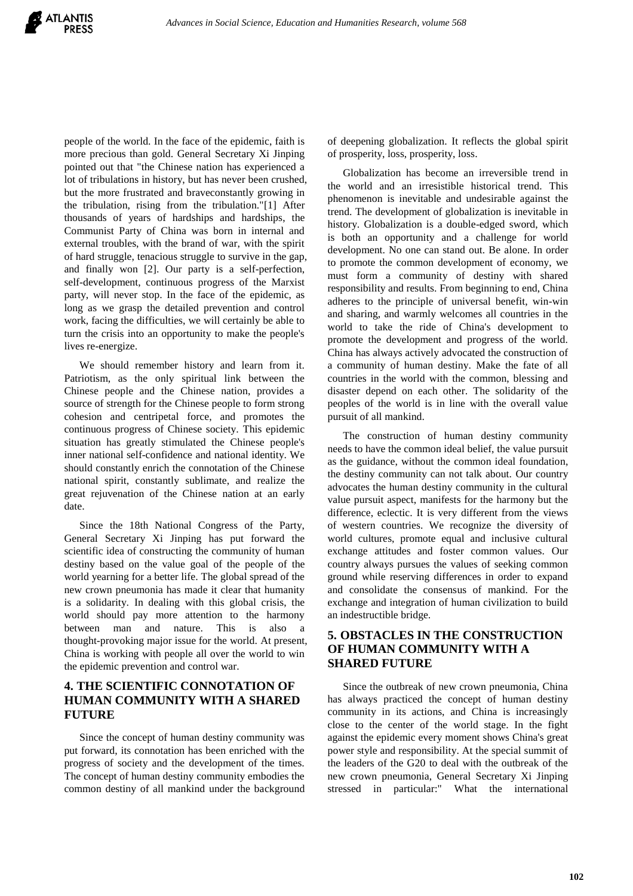people of the world. In the face of the epidemic, faith is more precious than gold. General Secretary Xi Jinping pointed out that "the Chinese nation has experienced a lot of tribulations in history, but has never been crushed, but the more frustrated and braveconstantly growing in the tribulation, rising from the tribulation."[1] After thousands of years of hardships and hardships, the Communist Party of China was born in internal and external troubles, with the brand of war, with the spirit of hard struggle, tenacious struggle to survive in the gap, and finally won [2]. Our party is a self-perfection, self-development, continuous progress of the Marxist party, will never stop. In the face of the epidemic, as long as we grasp the detailed prevention and control work, facing the difficulties, we will certainly be able to turn the crisis into an opportunity to make the people's lives re-energize.

We should remember history and learn from it. Patriotism, as the only spiritual link between the Chinese people and the Chinese nation, provides a source of strength for the Chinese people to form strong cohesion and centripetal force, and promotes the continuous progress of Chinese society. This epidemic situation has greatly stimulated the Chinese people's inner national self-confidence and national identity. We should constantly enrich the connotation of the Chinese national spirit, constantly sublimate, and realize the great rejuvenation of the Chinese nation at an early date.

Since the 18th National Congress of the Party, General Secretary Xi Jinping has put forward the scientific idea of constructing the community of human destiny based on the value goal of the people of the world yearning for a better life. The global spread of the new crown pneumonia has made it clear that humanity is a solidarity. In dealing with this global crisis, the world should pay more attention to the harmony between man and nature. This is also a thought-provoking major issue for the world. At present, China is working with people all over the world to win the epidemic prevention and control war.

## 4. THE SCIENTIFIC CONNOTATION OF HUMAN COMMUNITY WITH A SHARED FUTURE

Since the concept of human destiny community was put forward, its connotation has been enriched with the progress of society and the development of the times. The concept of human destiny community embodies the common destiny of all mankind under the background of deepening globalization. It reflects the global spirit of prosperity, loss, prosperity, loss.

Globalization has become an irreversible trend in the world and an irresistible historical trend. This phenomenon is inevitable and undesirable against the trend. The development of globalization is inevitable in history. Globalization is a double-edged sword, which is both an opportunity and a challenge for world development. No one can stand out. Be alone. In order to promote the common development of economy, we must form a community of destiny with shared responsibility and results. From beginning to end, China adheres to the principle of universal benefit, win-win and sharing, and warmly welcomes all countries in the world to take the ride of China's development to promote the development and progress of the world. China has always actively advocated the construction of a community of human destiny. Make the fate of all countries in the world with the common, blessing and disaster depend on each other. The solidarity of the peoples of the world is in line with the overall value pursuit of all mankind.

The construction of human destiny community needs to have the common ideal belief, the value pursuit as the guidance, without the common ideal foundation, the destiny community can not talk about. Our country advocates the human destiny community in the cultural value pursuit aspect, manifests for the harmony but the difference, eclectic. It is very different from the views of western countries. We recognize the diversity of world cultures, promote equal and inclusive cultural exchange attitudes and foster common values. Our country always pursues the values of seeking common ground while reserving differences in order to expand and consolidate the consensus of mankind. For the exchange and integration of human civilization to build an indestructible bridge.

## 5. OBSTACLES IN THE CONSTRUCTION OF HUMAN COMMUNITY WITH A SHARED FUTURE

Since the outbreak of new crown pneumonia, China has always practiced the concept of human destiny community in its actions, and China is increasingly close to the center of the world stage. In the fight against the epidemic every moment shows China's great power style and responsibility. At the special summit of the leaders of the G20 to deal with the outbreak of the new crown pneumonia, General Secretary Xi Jinping stressed in particular:" What the international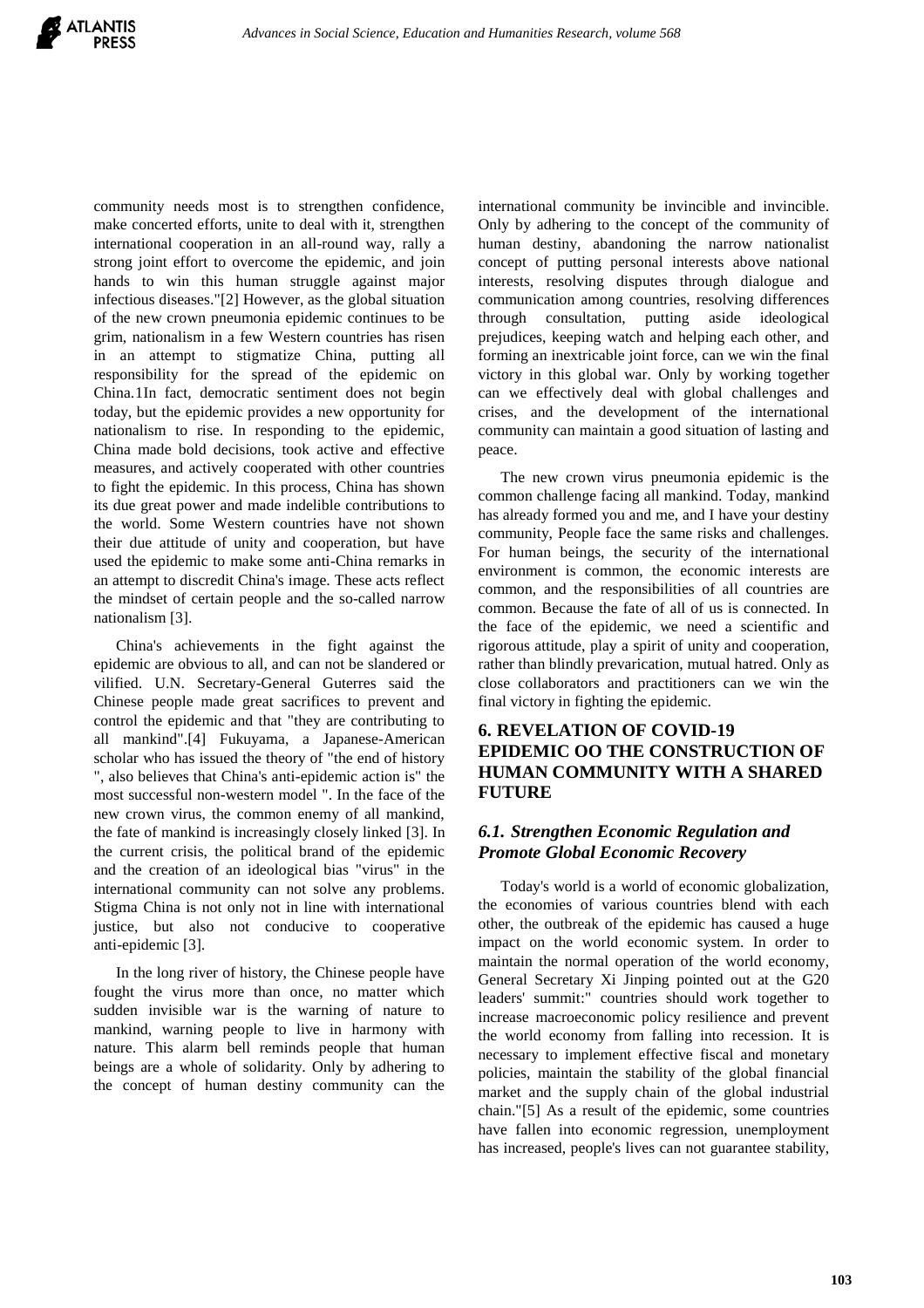community needs most is to strengthen confidence, make concerted efforts, unite to deal with it, strengthen international cooperation in an all-round way, rally a strong joint effort to overcome the epidemic, and join hands to win this human struggle against major infectious diseases."[2] However, as the global situation of the new crown pneumonia epidemic continues to be grim, nationalism in a few Western countries has risen in an attempt to stigmatize China, putting all responsibility for the spread of the epidemic on China.1In fact, democratic sentiment does not begin today, but the epidemic provides a new opportunity for nationalism to rise. In responding to the epidemic, China made bold decisions, took active and effective measures, and actively cooperated with other countries to fight the epidemic. In this process, China has shown its due great power and made indelible contributions to the world. Some Western countries have not shown their due attitude of unity and cooperation, but have used the epidemic to make some anti-China remarks in an attempt to discredit China's image. These acts reflect the mindset of certain people and the so-called narrow nationalism [3].

China's achievements in the fight against the epidemic are obvious to all, and can not be slandered or vilified. U.N. Secretary-General Guterres said the Chinese people made great sacrifices to prevent and control the epidemic and that "they are contributing to all mankind".[4] Fukuyama, a Japanese-American scholar who has issued the theory of "the end of history ", also believes that China's anti-epidemic action is" the most successful non-western model ". In the face of the new crown virus, the common enemy of all mankind, the fate of mankind is increasingly closely linked [3]. In the current crisis, the political brand of the epidemic and the creation of an ideological bias "virus" in the international community can not solve any problems. Stigma China is not only not in line with international justice, but also not conducive to cooperative anti-epidemic [3].

In the long river of history, the Chinese people have fought the virus more than once, no matter which sudden invisible war is the warning of nature to mankind, warning people to live in harmony with nature. This alarm bell reminds people that human beings are a whole of solidarity. Only by adhering to the concept of human destiny community can the international community be invincible and invincible. Only by adhering to the concept of the community of human destiny, abandoning the narrow nationalist concept of putting personal interests above national interests, resolving disputes through dialogue and communication among countries, resolving differences through consultation, putting aside ideological prejudices, keeping watch and helping each other, and forming an inextricable joint force, can we win the final victory in this global war. Only by working together can we effectively deal with global challenges and crises, and the development of the international community can maintain a good situation of lasting and peace.

The new crown virus pneumonia epidemic is the common challenge facing all mankind. Today, mankind has already formed you and me, and I have your destiny community, People face the same risks and challenges. For human beings, the security of the international environment is common, the economic interests are common, and the responsibilities of all countries are common. Because the fate of all of us is connected. In the face of the epidemic, we need a scientific and rigorous attitude, play a spirit of unity and cooperation, rather than blindly prevarication, mutual hatred. Only as close collaborators and practitioners can we win the final victory in fighting the epidemic.

## 6. REVELATION OF COVID-19 EPIDEMIC OO THE CONSTRUCTION OF HUMAN COMMUNITY WITH A SHARED FUTURE

### *6.1. Strengthen Economic Regulation and Promote Global Economic Recovery*

Today's world is a world of economic globalization, the economies of various countries blend with each other, the outbreak of the epidemic has caused a huge impact on the world economic system. In order to maintain the normal operation of the world economy, General Secretary Xi Jinping pointed out at the G20 leaders' summit:" countries should work together to increase macroeconomic policy resilience and prevent the world economy from falling into recession. It is necessary to implement effective fiscal and monetary policies, maintain the stability of the global financial market and the supply chain of the global industrial chain."[5] As a result of the epidemic, some countries have fallen into economic regression, unemployment has increased, people's lives can not guarantee stability,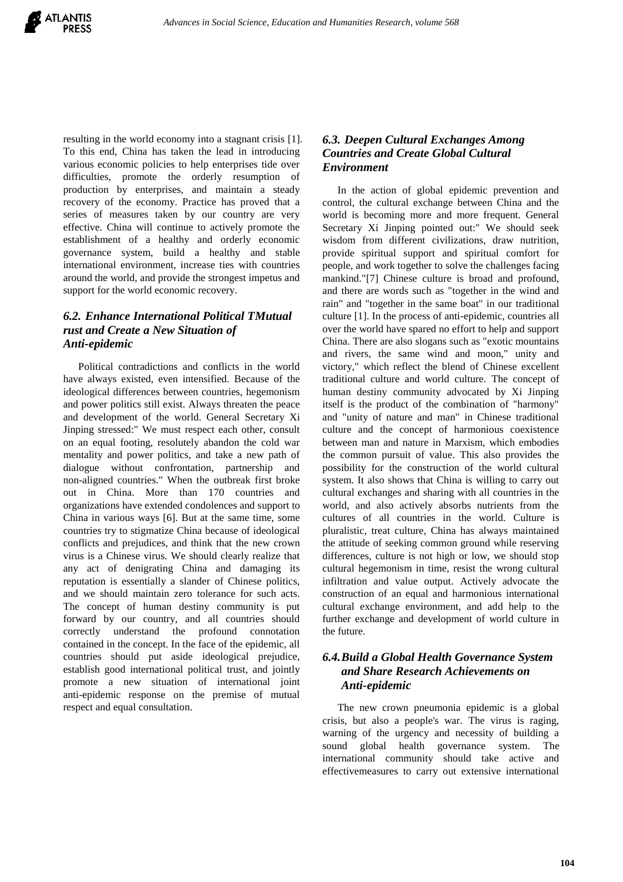resulting in the world economy into a stagnant crisis [1]. To this end, China has taken the lead in introducing various economic policies to help enterprises tide over difficulties, promote the orderly resumption of production by enterprises, and maintain a steady recovery of the economy. Practice has proved that a series of measures taken by our country are very effective. China will continue to actively promote the establishment of a healthy and orderly economic governance system, build a healthy and stable international environment, increase ties with countries around the world, and provide the strongest impetus and support for the world economic recovery.

### *6.2. Enhance International Political TMutual rust and Create a New Situation of Anti-epidemic*

Political contradictions and conflicts in the world have always existed, even intensified. Because of the ideological differences between countries, hegemonism and power politics still exist. Always threaten the peace and development of the world. General Secretary Xi Jinping stressed:" We must respect each other, consult on an equal footing, resolutely abandon the cold war mentality and power politics, and take a new path of dialogue without confrontation, partnership and non-aligned countries." When the outbreak first broke out in China. More than 170 countries and organizations have extended condolences and support to China in various ways [6]. But at the same time, some countries try to stigmatize China because of ideological conflicts and prejudices, and think that the new crown virus is a Chinese virus. We should clearly realize that any act of denigrating China and damaging its reputation is essentially a slander of Chinese politics, and we should maintain zero tolerance for such acts. The concept of human destiny community is put forward by our country, and all countries should correctly understand the profound connotation contained in the concept. In the face of the epidemic, all countries should put aside ideological prejudice, establish good international political trust, and jointly promote a new situation of international joint anti-epidemic response on the premise of mutual respect and equal consultation.

### *6.3. Deepen Cultural Exchanges Among Countries and Create Global Cultural Environment*

In the action of global epidemic prevention and control, the cultural exchange between China and the world is becoming more and more frequent. General Secretary Xi Jinping pointed out:" We should seek wisdom from different civilizations, draw nutrition, provide spiritual support and spiritual comfort for people, and work together to solve the challenges facing mankind."[7] Chinese culture is broad and profound, and there are words such as "together in the wind and rain" and "together in the same boat" in our traditional culture [1]. In the process of anti-epidemic, countries all over the world have spared no effort to help and support China. There are also slogans such as "exotic mountains and rivers, the same wind and moon," unity and victory," which reflect the blend of Chinese excellent traditional culture and world culture. The concept of human destiny community advocated by Xi Jinping itself is the product of the combination of "harmony" and "unity of nature and man" in Chinese traditional culture and the concept of harmonious coexistence between man and nature in Marxism, which embodies the common pursuit of value. This also provides the possibility for the construction of the world cultural system. It also shows that China is willing to carry out cultural exchanges and sharing with all countries in the world, and also actively absorbs nutrients from the cultures of all countries in the world. Culture is pluralistic, treat culture, China has always maintained the attitude of seeking common ground while reserving differences, culture is not high or low, we should stop cultural hegemonism in time, resist the wrong cultural infiltration and value output. Actively advocate the construction of an equal and harmonious international cultural exchange environment, and add help to the further exchange and development of world culture in the future.

### *6.4. Build a Global Health Governance System and Share Research Achievements on Anti-epidemic*

The new crown pneumonia epidemic is a global crisis, but also a people's war. The virus is raging, warning of the urgency and necessity of building a sound global health governance system. The international community should take active and effectivemeasures to carry out extensive international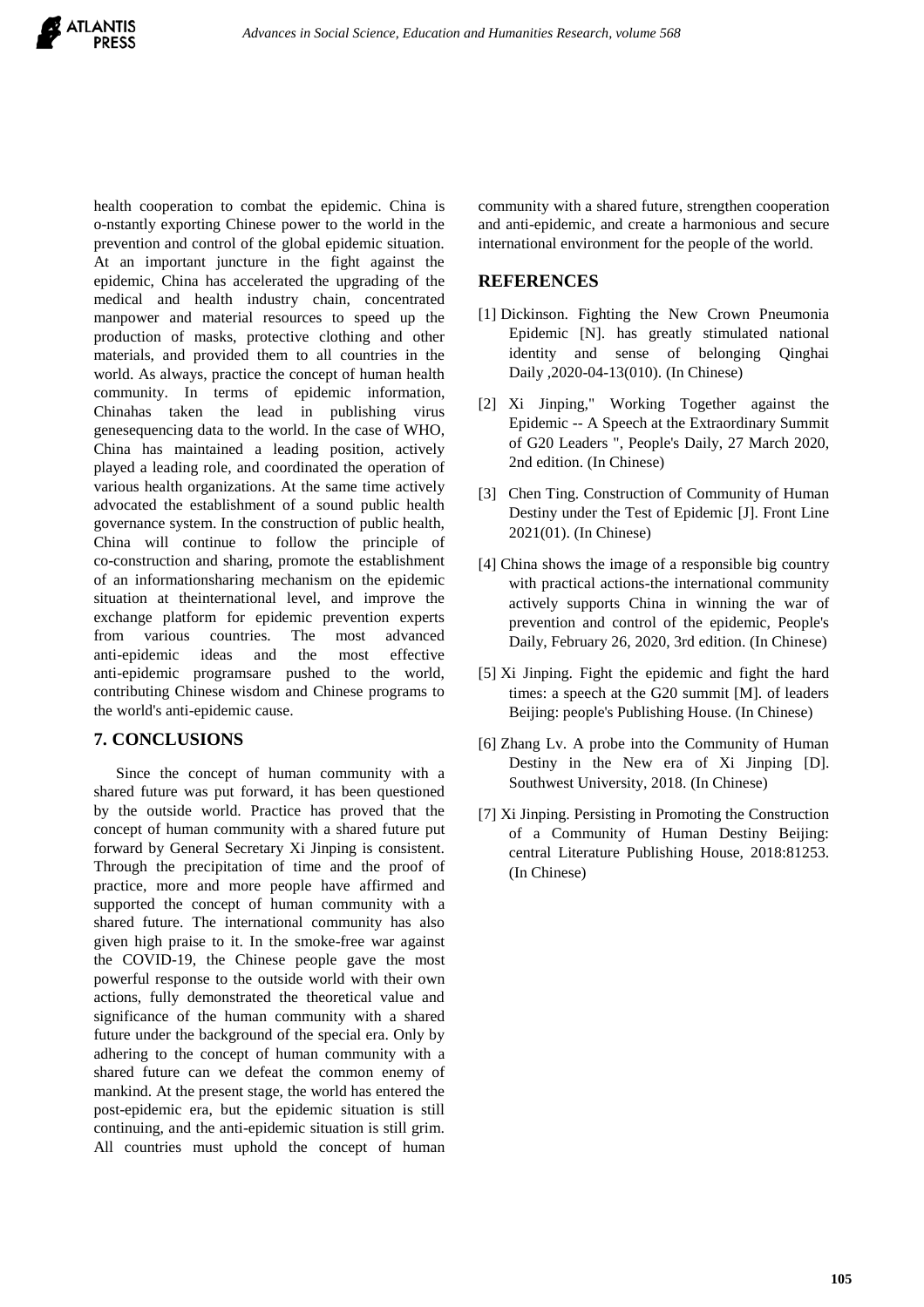health cooperation to combat the epidemic. China is o-nstantly exporting Chinese power to the world in the prevention and control of the global epidemic situation. At an important juncture in the fight against the epidemic, China has accelerated the upgrading of the medical and health industry chain, concentrated manpower and material resources to speed up the production of masks, protective clothing and other materials, and provided them to all countries in the world. As always, practice the concept of human health community. In terms of epidemic information, Chinahas taken the lead in publishing virus genesequencing data to the world. In the case of WHO, China has maintained a leading position, actively played a leading role, and coordinated the operation of various health organizations. At the same time actively advocated the establishment of a sound public health governance system. In the construction of public health, China will continue to follow the principle of co-construction and sharing, promote the establishment of an informationsharing mechanism on the epidemic situation at theinternational level, and improve the exchange platform for epidemic prevention experts from various countries. The most advanced anti-epidemic ideas and the most effective anti-epidemic programsare pushed to the world, contributing Chinese wisdom and Chinese programs to the world's anti-epidemic cause.

## 7. CONCLUSIONS

Since the concept of human community with a shared future was put forward, it has been questioned by the outside world. Practice has proved that the concept of human community with a shared future put forward by General Secretary Xi Jinping is consistent. Through the precipitation of time and the proof of practice, more and more people have affirmed and supported the concept of human community with a shared future. The international community has also given high praise to it. In the smoke-free war against the COVID-19, the Chinese people gave the most powerful response to the outside world with their own actions, fully demonstrated the theoretical value and significance of the human community with a shared future under the background of the special era. Only by adhering to the concept of human community with a shared future can we defeat the common enemy of mankind. At the present stage, the world has entered the post-epidemic era, but the epidemic situation is still continuing, and the anti-epidemic situation is still grim. All countries must uphold the concept of human community with a shared future, strengthen cooperation and anti-epidemic, and create a harmonious and secure international environment for the people of the world.

## REFERENCES

[1] Dickinson. Fighting the New Crown Pneumonia Epidemic [N]. has greatly stimulated national identity and sense of belonging Qinghai Daily ,2020-04-13(010). (In Chinese)

[2] Xi Jinping," Working Together against the Epidemic -- A Speech at the Extraordinary Summit of G20 Leaders ", People's Daily, 27 March 2020, 2nd edition. (In Chinese)

[3] Chen Ting. Construction of Community of Human Destiny under the Test of Epidemic [J]. Front Line 2021(01). (In Chinese)

[4] China shows the image of a responsible big country with practical actions-the international community actively supports China in winning the war of prevention and control of the epidemic, People's Daily, February 26, 2020, 3rd edition. (In Chinese)

[5] Xi Jinping. Fight the epidemic and fight the hard times: a speech at the G20 summit [M]. of leaders Beijing: people's Publishing House. (In Chinese)

[6] Zhang Lv. A probe into the Community of Human Destiny in the New era of Xi Jinping [D]. Southwest University, 2018. (In Chinese)

[7] Xi Jinping. Persisting in Promoting the Construction of a Community of Human Destiny Beijing: central Literature Publishing House, 2018:81253. (In Chinese)